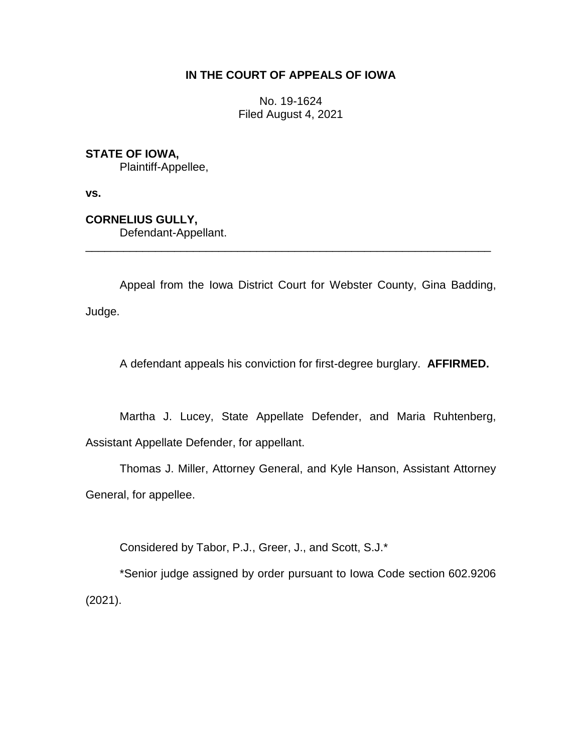**IN THE COURT OF APPEALS OF IOWA**

No. 19-1624
Filed August 4, 2021

**STATE OF IOWA,**
Plaintiff-Appellee,

**vs.**

**CORNELIUS GULLY,**
Defendant-Appellant.

---

Appeal from the Iowa District Court for Webster County, Gina Badding, Judge.

A defendant appeals his conviction for first-degree burglary. **AFFIRMED.**

Martha J. Lucey, State Appellate Defender, and Maria Ruhtenberg, Assistant Appellate Defender, for appellant.

Thomas J. Miller, Attorney General, and Kyle Hanson, Assistant Attorney General, for appellee.

Considered by Tabor, P.J., Greer, J., and Scott, S.J.*

*Senior judge assigned by order pursuant to Iowa Code section 602.9206 (2021).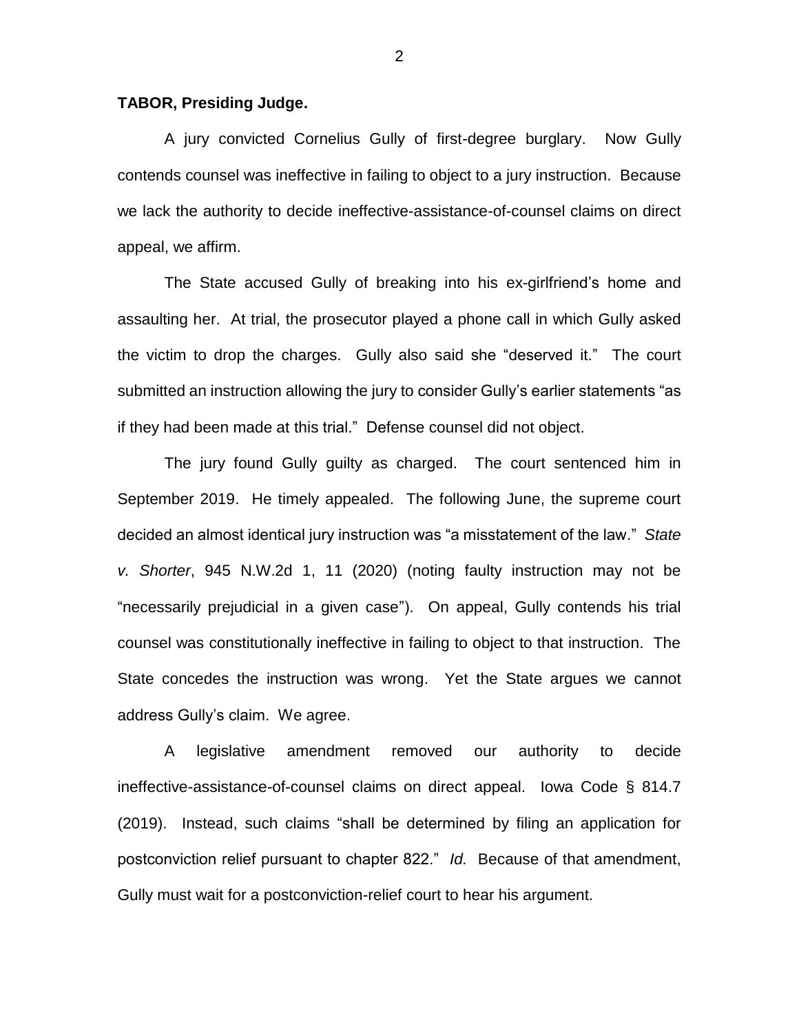**TABOR, Presiding Judge.**

A jury convicted Cornelius Gully of first-degree burglary. Now Gully contends counsel was ineffective in failing to object to a jury instruction. Because we lack the authority to decide ineffective-assistance-of-counsel claims on direct appeal, we affirm.

The State accused Gully of breaking into his ex-girlfriend's home and assaulting her. At trial, the prosecutor played a phone call in which Gully asked the victim to drop the charges. Gully also said she "deserved it." The court submitted an instruction allowing the jury to consider Gully's earlier statements "as if they had been made at this trial." Defense counsel did not object.

The jury found Gully guilty as charged. The court sentenced him in September 2019. He timely appealed. The following June, the supreme court decided an almost identical jury instruction was "a misstatement of the law." *State v. Shorter*, 945 N.W.2d 1, 11 (2020) (noting faulty instruction may not be "necessarily prejudicial in a given case"). On appeal, Gully contends his trial counsel was constitutionally ineffective in failing to object to that instruction. The State concedes the instruction was wrong. Yet the State argues we cannot address Gully's claim. We agree.

A legislative amendment removed our authority to decide ineffective-assistance-of-counsel claims on direct appeal. Iowa Code § 814.7 (2019). Instead, such claims "shall be determined by filing an application for postconviction relief pursuant to chapter 822." *Id.* Because of that amendment, Gully must wait for a postconviction-relief court to hear his argument.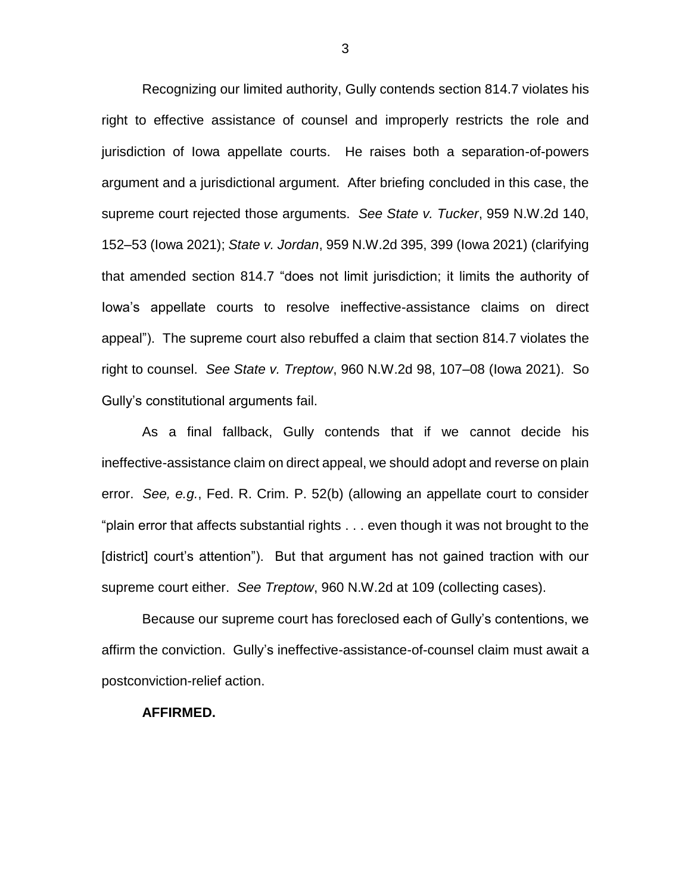Recognizing our limited authority, Gully contends section 814.7 violates his right to effective assistance of counsel and improperly restricts the role and jurisdiction of Iowa appellate courts. He raises both a separation-of-powers argument and a jurisdictional argument. After briefing concluded in this case, the supreme court rejected those arguments. *See State v. Tucker*, 959 N.W.2d 140, 152–53 (Iowa 2021); *State v. Jordan*, 959 N.W.2d 395, 399 (Iowa 2021) (clarifying that amended section 814.7 "does not limit jurisdiction; it limits the authority of Iowa's appellate courts to resolve ineffective-assistance claims on direct appeal"). The supreme court also rebuffed a claim that section 814.7 violates the right to counsel. *See State v. Treptow*, 960 N.W.2d 98, 107–08 (Iowa 2021). So Gully's constitutional arguments fail.

As a final fallback, Gully contends that if we cannot decide his ineffective-assistance claim on direct appeal, we should adopt and reverse on plain error. *See, e.g.*, Fed. R. Crim. P. 52(b) (allowing an appellate court to consider "plain error that affects substantial rights . . . even though it was not brought to the [district] court's attention"). But that argument has not gained traction with our supreme court either. *See Treptow*, 960 N.W.2d at 109 (collecting cases).

Because our supreme court has foreclosed each of Gully's contentions, we affirm the conviction. Gully's ineffective-assistance-of-counsel claim must await a postconviction-relief action.

**AFFIRMED.**